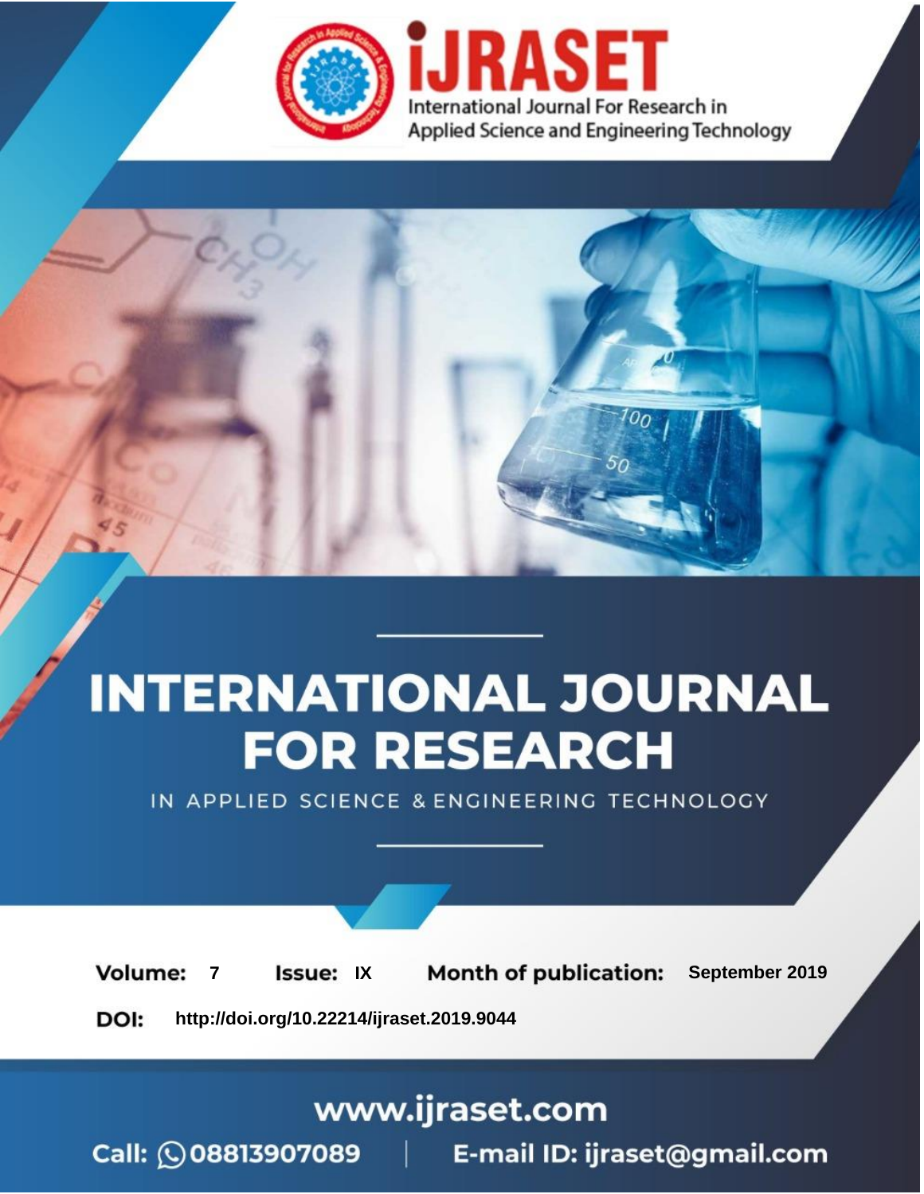iJRASET

International Journal For Research in Applied Science and Engineering Technology

# INTERNATIONAL JOURNAL FOR RESEARCH

IN APPLIED SCIENCE & ENGINEERING TECHNOLOGY

**Volume:** 7 **Issue:** IX **Month of publication:** September 2019

**DOI:** http://doi.org/10.22214/ijraset.2019.9044

www.ijraset.com

Call: 08813907089 | E-mail ID: ijraset@gmail.com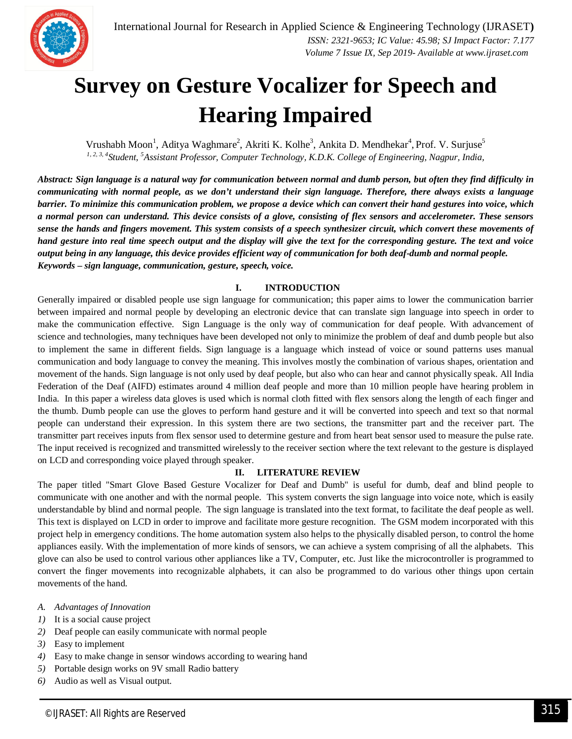# Survey on Gesture Vocalizer for Speech and Hearing Impaired

Vrushabh Moon[1], Aditya Waghmare[2], Akriti K. Kolhe[3], Ankita D. Mendhekar[4], Prof. V. Surjuse[5]

*[1, 2, 3, 4]Student, [5]Assistant Professor, Computer Technology, K.D.K. College of Engineering, Nagpur, India,*

***Abstract: Sign language is a natural way for communication between normal and dumb person, but often they find difficulty in communicating with normal people, as we don't understand their sign language. Therefore, there always exists a language barrier. To minimize this communication problem, we propose a device which can convert their hand gestures into voice, which a normal person can understand. This device consists of a glove, consisting of flex sensors and accelerometer. These sensors sense the hands and fingers movement. This system consists of a speech synthesizer circuit, which convert these movements of hand gesture into real time speech output and the display will give the text for the corresponding gesture. The text and voice output being in any language, this device provides efficient way of communication for both deaf-dumb and normal people.***

***Keywords – sign language, communication, gesture, speech, voice.***

## I. INTRODUCTION

Generally impaired or disabled people use sign language for communication; this paper aims to lower the communication barrier between impaired and normal people by developing an electronic device that can translate sign language into speech in order to make the communication effective. Sign Language is the only way of communication for deaf people. With advancement of science and technologies, many techniques have been developed not only to minimize the problem of deaf and dumb people but also to implement the same in different fields. Sign language is a language which instead of voice or sound patterns uses manual communication and body language to convey the meaning. This involves mostly the combination of various shapes, orientation and movement of the hands. Sign language is not only used by deaf people, but also who can hear and cannot physically speak. All India Federation of the Deaf (AIFD) estimates around 4 million deaf people and more than 10 million people have hearing problem in India. In this paper a wireless data gloves is used which is normal cloth fitted with flex sensors along the length of each finger and the thumb. Dumb people can use the gloves to perform hand gesture and it will be converted into speech and text so that normal people can understand their expression. In this system there are two sections, the transmitter part and the receiver part. The transmitter part receives inputs from flex sensor used to determine gesture and from heart beat sensor used to measure the pulse rate. The input received is recognized and transmitted wirelessly to the receiver section where the text relevant to the gesture is displayed on LCD and corresponding voice played through speaker.

## II. LITERATURE REVIEW

The paper titled "Smart Glove Based Gesture Vocalizer for Deaf and Dumb" is useful for dumb, deaf and blind people to communicate with one another and with the normal people. This system converts the sign language into voice note, which is easily understandable by blind and normal people. The sign language is translated into the text format, to facilitate the deaf people as well. This text is displayed on LCD in order to improve and facilitate more gesture recognition. The GSM modem incorporated with this project help in emergency conditions. The home automation system also helps to the physically disabled person, to control the home appliances easily. With the implementation of more kinds of sensors, we can achieve a system comprising of all the alphabets. This glove can also be used to control various other appliances like a TV, Computer, etc. Just like the microcontroller is programmed to convert the finger movements into recognizable alphabets, it can also be programmed to do various other things upon certain movements of the hand.

### *A. Advantages of Innovation*

1) It is a social cause project
2) Deaf people can easily communicate with normal people
3) Easy to implement
4) Easy to make change in sensor windows according to wearing hand
5) Portable design works on 9V small Radio battery
6) Audio as well as Visual output.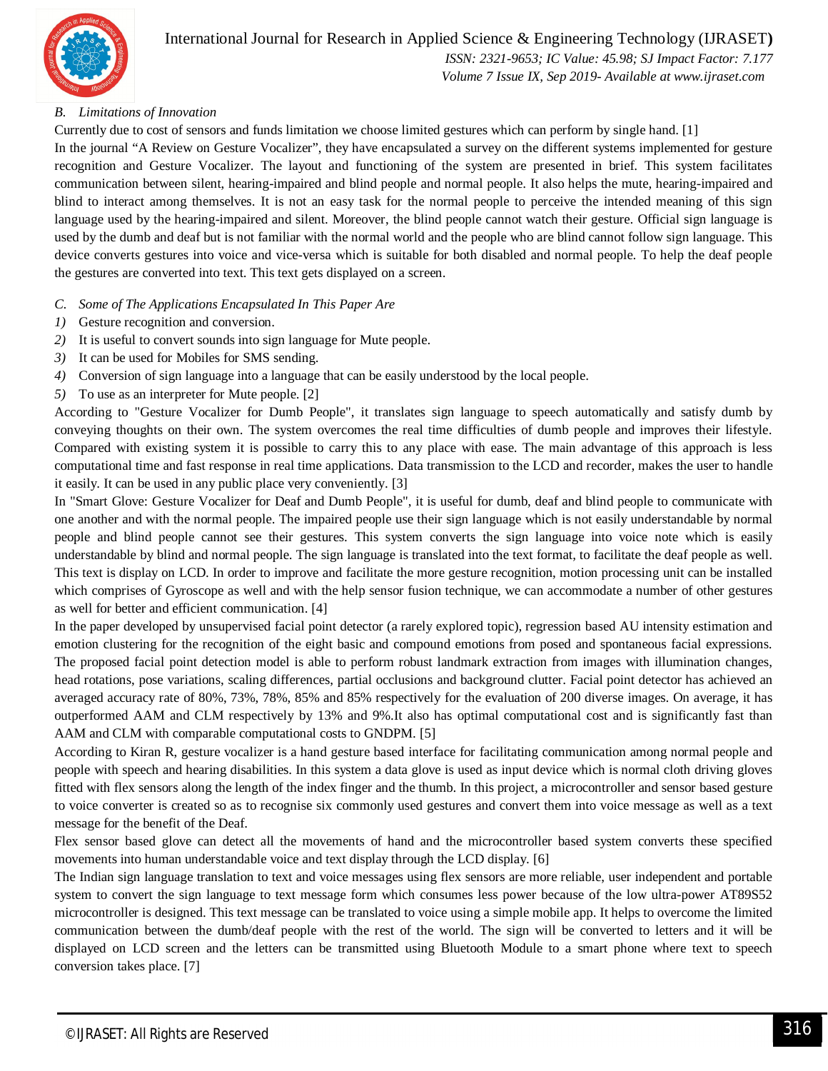### B. Limitations of Innovation

Currently due to cost of sensors and funds limitation we choose limited gestures which can perform by single hand. [1]

In the journal "A Review on Gesture Vocalizer", they have encapsulated a survey on the different systems implemented for gesture recognition and Gesture Vocalizer. The layout and functioning of the system are presented in brief. This system facilitates communication between silent, hearing-impaired and blind people and normal people. It also helps the mute, hearing-impaired and blind to interact among themselves. It is not an easy task for the normal people to perceive the intended meaning of this sign language used by the hearing-impaired and silent. Moreover, the blind people cannot watch their gesture. Official sign language is used by the dumb and deaf but is not familiar with the normal world and the people who are blind cannot follow sign language. This device converts gestures into voice and vice-versa which is suitable for both disabled and normal people. To help the deaf people the gestures are converted into text. This text gets displayed on a screen.

### C. Some of The Applications Encapsulated In This Paper Are

1) Gesture recognition and conversion.
2) It is useful to convert sounds into sign language for Mute people.
3) It can be used for Mobiles for SMS sending.
4) Conversion of sign language into a language that can be easily understood by the local people.
5) To use as an interpreter for Mute people. [2]

According to "Gesture Vocalizer for Dumb People", it translates sign language to speech automatically and satisfy dumb by conveying thoughts on their own. The system overcomes the real time difficulties of dumb people and improves their lifestyle. Compared with existing system it is possible to carry this to any place with ease. The main advantage of this approach is less computational time and fast response in real time applications. Data transmission to the LCD and recorder, makes the user to handle it easily. It can be used in any public place very conveniently. [3]

In "Smart Glove: Gesture Vocalizer for Deaf and Dumb People", it is useful for dumb, deaf and blind people to communicate with one another and with the normal people. The impaired people use their sign language which is not easily understandable by normal people and blind people cannot see their gestures. This system converts the sign language into voice note which is easily understandable by blind and normal people. The sign language is translated into the text format, to facilitate the deaf people as well. This text is display on LCD. In order to improve and facilitate the more gesture recognition, motion processing unit can be installed which comprises of Gyroscope as well and with the help sensor fusion technique, we can accommodate a number of other gestures as well for better and efficient communication. [4]

In the paper developed by unsupervised facial point detector (a rarely explored topic), regression based AU intensity estimation and emotion clustering for the recognition of the eight basic and compound emotions from posed and spontaneous facial expressions. The proposed facial point detection model is able to perform robust landmark extraction from images with illumination changes, head rotations, pose variations, scaling differences, partial occlusions and background clutter. Facial point detector has achieved an averaged accuracy rate of 80%, 73%, 78%, 85% and 85% respectively for the evaluation of 200 diverse images. On average, it has outperformed AAM and CLM respectively by 13% and 9%.It also has optimal computational cost and is significantly fast than AAM and CLM with comparable computational costs to GNDPM. [5]

According to Kiran R, gesture vocalizer is a hand gesture based interface for facilitating communication among normal people and people with speech and hearing disabilities. In this system a data glove is used as input device which is normal cloth driving gloves fitted with flex sensors along the length of the index finger and the thumb. In this project, a microcontroller and sensor based gesture to voice converter is created so as to recognise six commonly used gestures and convert them into voice message as well as a text message for the benefit of the Deaf.

Flex sensor based glove can detect all the movements of hand and the microcontroller based system converts these specified movements into human understandable voice and text display through the LCD display. [6]

The Indian sign language translation to text and voice messages using flex sensors are more reliable, user independent and portable system to convert the sign language to text message form which consumes less power because of the low ultra-power AT89S52 microcontroller is designed. This text message can be translated to voice using a simple mobile app. It helps to overcome the limited communication between the dumb/deaf people with the rest of the world. The sign will be converted to letters and it will be displayed on LCD screen and the letters can be transmitted using Bluetooth Module to a smart phone where text to speech conversion takes place. [7]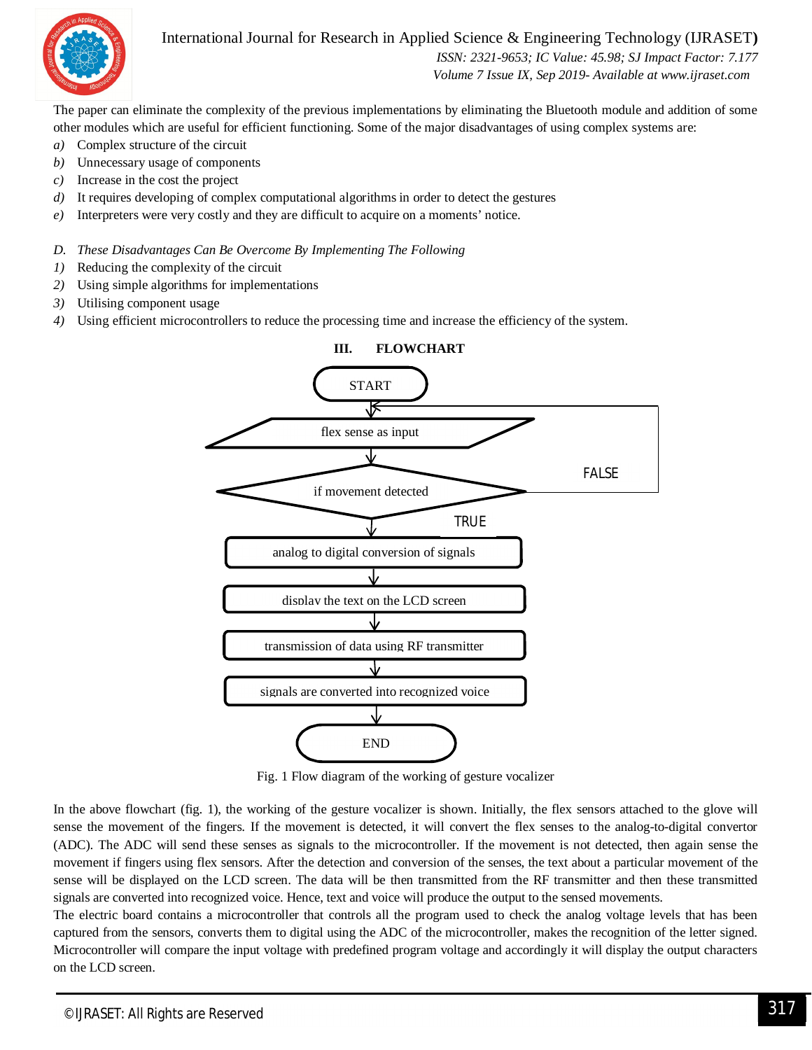The paper can eliminate the complexity of the previous implementations by eliminating the Bluetooth module and addition of some other modules which are useful for efficient functioning. Some of the major disadvantages of using complex systems are:

*a)* Complex structure of the circuit
*b)* Unnecessary usage of components
*c)* Increase in the cost the project
*d)* It requires developing of complex computational algorithms in order to detect the gestures
*e)* Interpreters were very costly and they are difficult to acquire on a moments' notice.

### *D. These Disadvantages Can Be Overcome By Implementing The Following*

*1)* Reducing the complexity of the circuit
*2)* Using simple algorithms for implementations
*3)* Utilising component usage
*4)* Using efficient microcontrollers to reduce the processing time and increase the efficiency of the system.

## III. FLOWCHART

START → flex sense as input → if movement detected (FALSE: back to flex sense as input; TRUE: continue) → analog to digital conversion of signals → display the text on the LCD screen → transmission of data using RF transmitter → signals are converted into recognized voice → END

Fig. 1 Flow diagram of the working of gesture vocalizer

In the above flowchart (fig. 1), the working of the gesture vocalizer is shown. Initially, the flex sensors attached to the glove will sense the movement of the fingers. If the movement is detected, it will convert the flex senses to the analog-to-digital convertor (ADC). The ADC will send these senses as signals to the microcontroller. If the movement is not detected, then again sense the movement if fingers using flex sensors. After the detection and conversion of the senses, the text about a particular movement of the sense will be displayed on the LCD screen. The data will be then transmitted from the RF transmitter and then these transmitted signals are converted into recognized voice. Hence, text and voice will produce the output to the sensed movements.

The electric board contains a microcontroller that controls all the program used to check the analog voltage levels that has been captured from the sensors, converts them to digital using the ADC of the microcontroller, makes the recognition of the letter signed. Microcontroller will compare the input voltage with predefined program voltage and accordingly it will display the output characters on the LCD screen.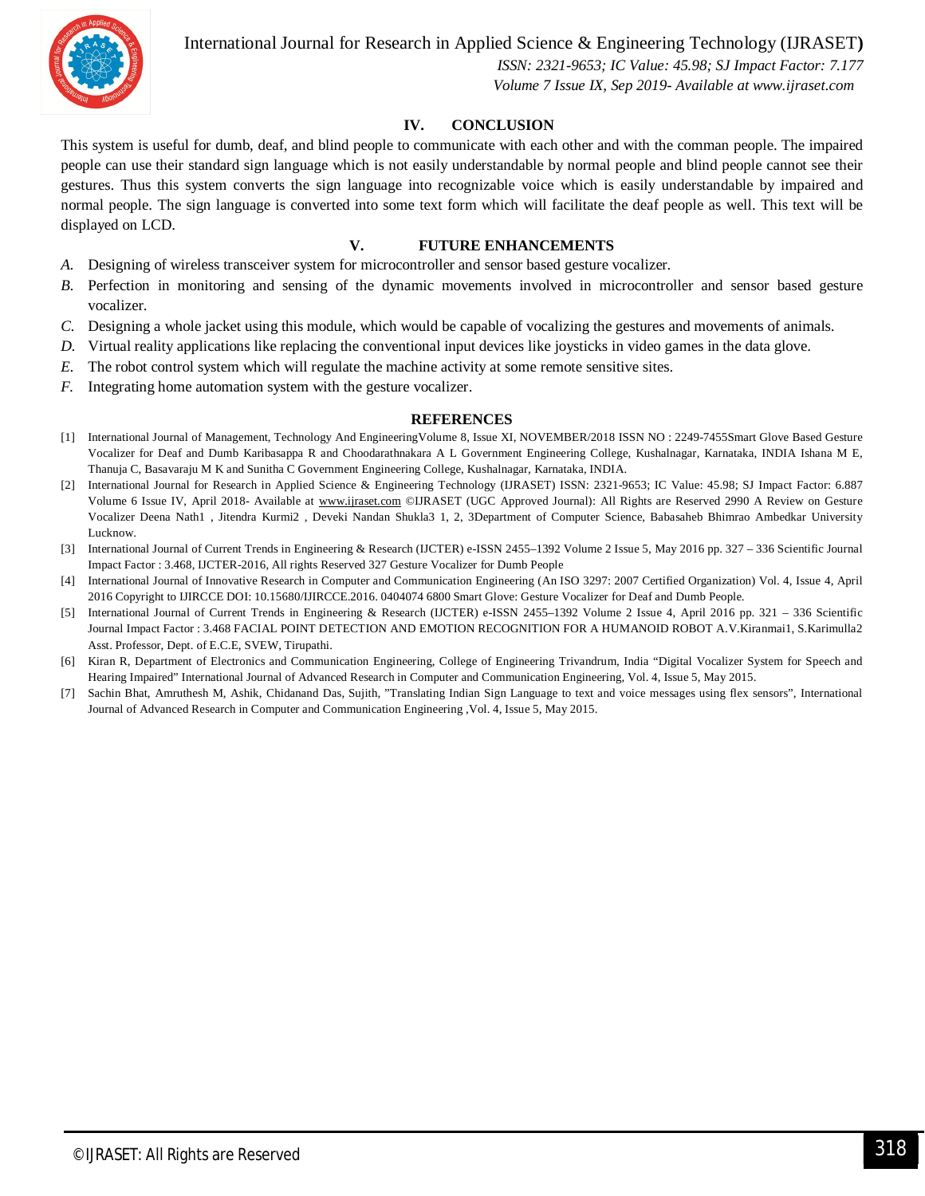## IV. CONCLUSION

This system is useful for dumb, deaf, and blind people to communicate with each other and with the comman people. The impaired people can use their standard sign language which is not easily understandable by normal people and blind people cannot see their gestures. Thus this system converts the sign language into recognizable voice which is easily understandable by impaired and normal people. The sign language is converted into some text form which will facilitate the deaf people as well. This text will be displayed on LCD.

## V. FUTURE ENHANCEMENTS

*A.* Designing of wireless transceiver system for microcontroller and sensor based gesture vocalizer.

*B.* Perfection in monitoring and sensing of the dynamic movements involved in microcontroller and sensor based gesture vocalizer.

*C.* Designing a whole jacket using this module, which would be capable of vocalizing the gestures and movements of animals.

*D.* Virtual reality applications like replacing the conventional input devices like joysticks in video games in the data glove.

*E.* The robot control system which will regulate the machine activity at some remote sensitive sites.

*F.* Integrating home automation system with the gesture vocalizer.

## REFERENCES

[1] International Journal of Management, Technology And EngineeringVolume 8, Issue XI, NOVEMBER/2018 ISSN NO : 2249-7455Smart Glove Based Gesture Vocalizer for Deaf and Dumb Karibasappa R and Choodarathnakara A L Government Engineering College, Kushalnagar, Karnataka, INDIA Ishana M E, Thanuja C, Basavaraju M K and Sunitha C Government Engineering College, Kushalnagar, Karnataka, INDIA.

[2] International Journal for Research in Applied Science & Engineering Technology (IJRASET) ISSN: 2321-9653; IC Value: 45.98; SJ Impact Factor: 6.887 Volume 6 Issue IV, April 2018- Available at www.ijraset.com ©IJRASET (UGC Approved Journal): All Rights are Reserved 2990 A Review on Gesture Vocalizer Deena Nath1 , Jitendra Kurmi2 , Deveki Nandan Shukla3 1, 2, 3Department of Computer Science, Babasaheb Bhimrao Ambedkar University Lucknow.

[3] International Journal of Current Trends in Engineering & Research (IJCTER) e-ISSN 2455–1392 Volume 2 Issue 5, May 2016 pp. 327 – 336 Scientific Journal Impact Factor : 3.468, IJCTER-2016, All rights Reserved 327 Gesture Vocalizer for Dumb People

[4] International Journal of Innovative Research in Computer and Communication Engineering (An ISO 3297: 2007 Certified Organization) Vol. 4, Issue 4, April 2016 Copyright to IJIRCCE DOI: 10.15680/IJIRCCE.2016. 0404074 6800 Smart Glove: Gesture Vocalizer for Deaf and Dumb People.

[5] International Journal of Current Trends in Engineering & Research (IJCTER) e-ISSN 2455–1392 Volume 2 Issue 4, April 2016 pp. 321 – 336 Scientific Journal Impact Factor : 3.468 FACIAL POINT DETECTION AND EMOTION RECOGNITION FOR A HUMANOID ROBOT A.V.Kiranmai1, S.Karimulla2 Asst. Professor, Dept. of E.C.E, SVEW, Tirupathi.

[6] Kiran R, Department of Electronics and Communication Engineering, College of Engineering Trivandrum, India "Digital Vocalizer System for Speech and Hearing Impaired" International Journal of Advanced Research in Computer and Communication Engineering, Vol. 4, Issue 5, May 2015.

[7] Sachin Bhat, Amruthesh M, Ashik, Chidanand Das, Sujith, "Translating Indian Sign Language to text and voice messages using flex sensors", International Journal of Advanced Research in Computer and Communication Engineering ,Vol. 4, Issue 5, May 2015.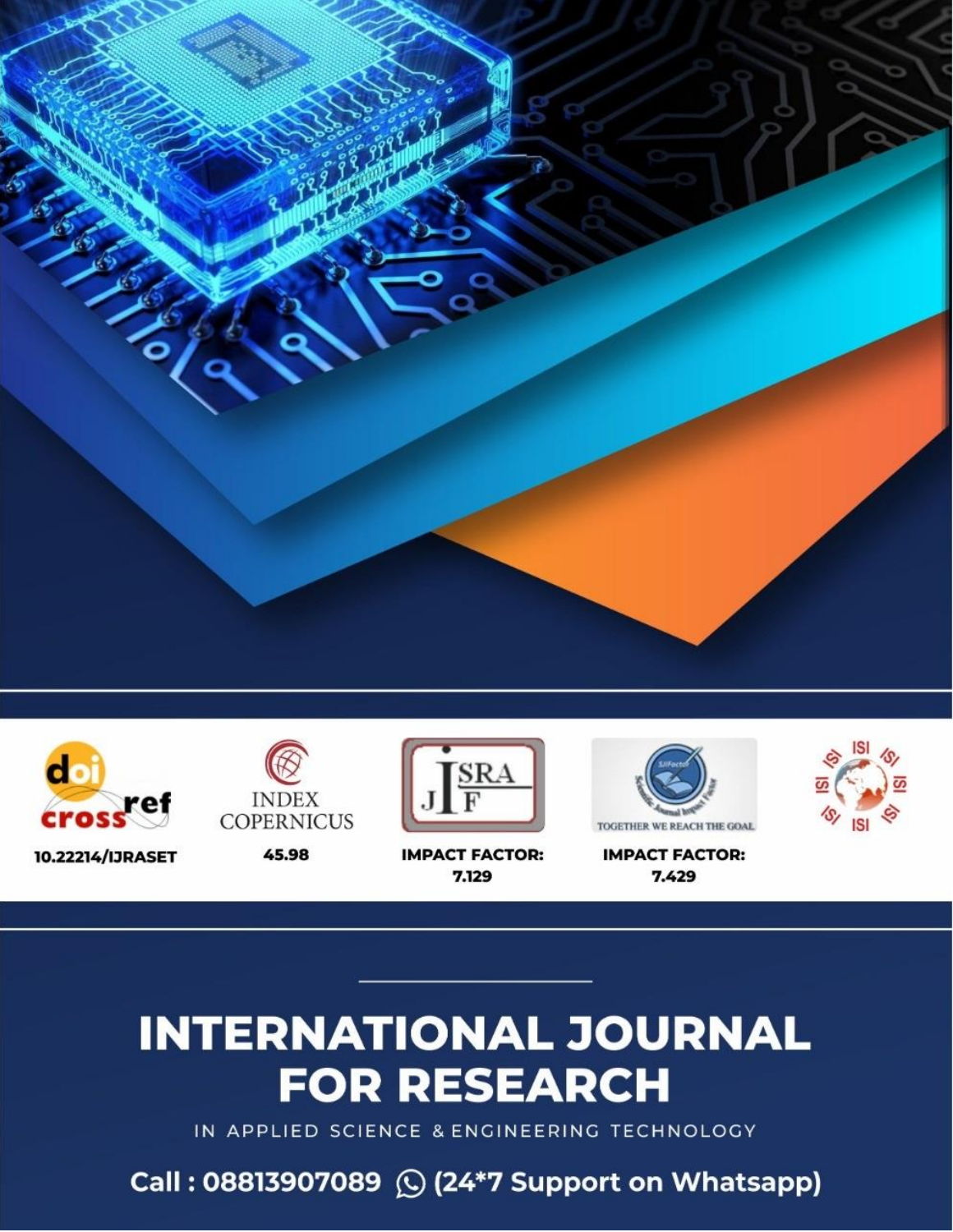10.22214/IJRASET

45.98

IMPACT FACTOR: 7.129

IMPACT FACTOR: 7.429

# INTERNATIONAL JOURNAL FOR RESEARCH

IN APPLIED SCIENCE & ENGINEERING TECHNOLOGY

Call : 08813907089 (24*7 Support on Whatsapp)